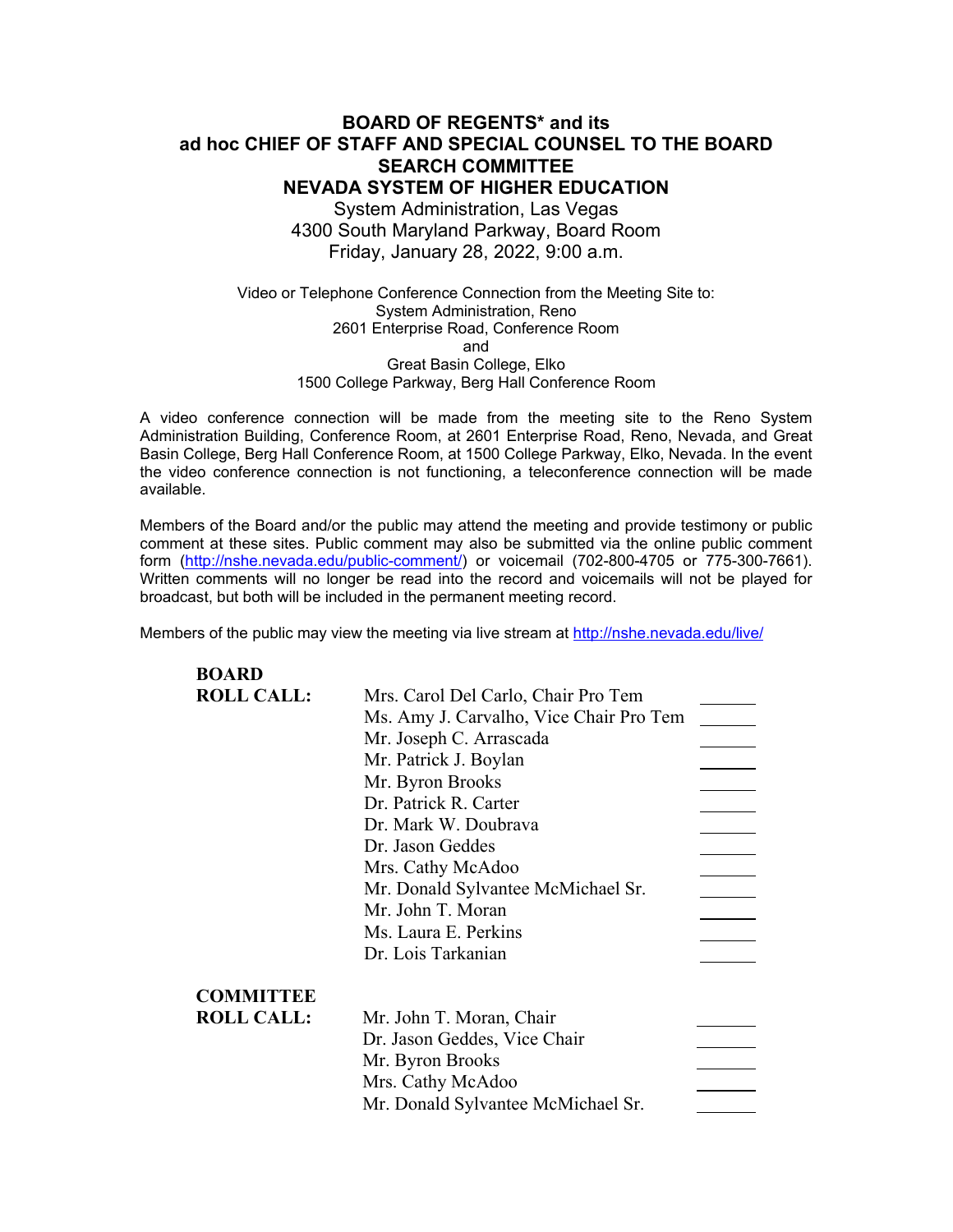# BOARD OF REGENTS* and its ad hoc CHIEF OF STAFF AND SPECIAL COUNSEL TO THE BOARD SEARCH COMMITTEE

## NEVADA SYSTEM OF HIGHER EDUCATION

System Administration, Las Vegas
4300 South Maryland Parkway, Board Room
Friday, January 28, 2022, 9:00 a.m.

Video or Telephone Conference Connection from the Meeting Site to:
System Administration, Reno
2601 Enterprise Road, Conference Room
and
Great Basin College, Elko
1500 College Parkway, Berg Hall Conference Room

A video conference connection will be made from the meeting site to the Reno System Administration Building, Conference Room, at 2601 Enterprise Road, Reno, Nevada, and Great Basin College, Berg Hall Conference Room, at 1500 College Parkway, Elko, Nevada. In the event the video conference connection is not functioning, a teleconference connection will be made available.

Members of the Board and/or the public may attend the meeting and provide testimony or public comment at these sites. Public comment may also be submitted via the online public comment form (http://nshe.nevada.edu/public-comment/) or voicemail (702-800-4705 or 775-300-7661). Written comments will no longer be read into the record and voicemails will not be played for broadcast, but both will be included in the permanent meeting record.

Members of the public may view the meeting via live stream at http://nshe.nevada.edu/live/

| | | |
|---|---|---|
| **BOARD ROLL CALL:** | Mrs. Carol Del Carlo, Chair Pro Tem | ______ |
| | Ms. Amy J. Carvalho, Vice Chair Pro Tem | ______ |
| | Mr. Joseph C. Arrascada | ______ |
| | Mr. Patrick J. Boylan | ______ |
| | Mr. Byron Brooks | ______ |
| | Dr. Patrick R. Carter | ______ |
| | Dr. Mark W. Doubrava | ______ |
| | Dr. Jason Geddes | ______ |
| | Mrs. Cathy McAdoo | ______ |
| | Mr. Donald Sylvantee McMichael Sr. | ______ |
| | Mr. John T. Moran | ______ |
| | Ms. Laura E. Perkins | ______ |
| | Dr. Lois Tarkanian | ______ |

| | | |
|---|---|---|
| **COMMITTEE ROLL CALL:** | Mr. John T. Moran, Chair | ______ |
| | Dr. Jason Geddes, Vice Chair | ______ |
| | Mr. Byron Brooks | ______ |
| | Mrs. Cathy McAdoo | ______ |
| | Mr. Donald Sylvantee McMichael Sr. | ______ |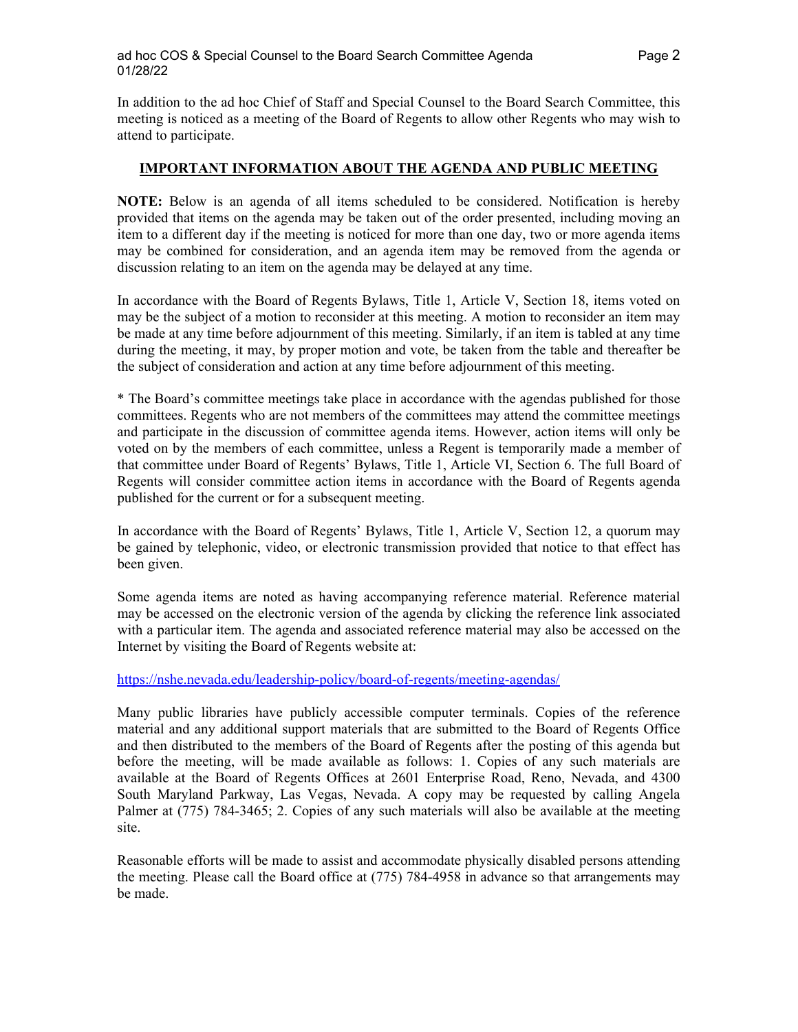In addition to the ad hoc Chief of Staff and Special Counsel to the Board Search Committee, this meeting is noticed as a meeting of the Board of Regents to allow other Regents who may wish to attend to participate.

## IMPORTANT INFORMATION ABOUT THE AGENDA AND PUBLIC MEETING

**NOTE:** Below is an agenda of all items scheduled to be considered. Notification is hereby provided that items on the agenda may be taken out of the order presented, including moving an item to a different day if the meeting is noticed for more than one day, two or more agenda items may be combined for consideration, and an agenda item may be removed from the agenda or discussion relating to an item on the agenda may be delayed at any time.

In accordance with the Board of Regents Bylaws, Title 1, Article V, Section 18, items voted on may be the subject of a motion to reconsider at this meeting. A motion to reconsider an item may be made at any time before adjournment of this meeting. Similarly, if an item is tabled at any time during the meeting, it may, by proper motion and vote, be taken from the table and thereafter be the subject of consideration and action at any time before adjournment of this meeting.

* The Board's committee meetings take place in accordance with the agendas published for those committees. Regents who are not members of the committees may attend the committee meetings and participate in the discussion of committee agenda items. However, action items will only be voted on by the members of each committee, unless a Regent is temporarily made a member of that committee under Board of Regents' Bylaws, Title 1, Article VI, Section 6. The full Board of Regents will consider committee action items in accordance with the Board of Regents agenda published for the current or for a subsequent meeting.

In accordance with the Board of Regents' Bylaws, Title 1, Article V, Section 12, a quorum may be gained by telephonic, video, or electronic transmission provided that notice to that effect has been given.

Some agenda items are noted as having accompanying reference material. Reference material may be accessed on the electronic version of the agenda by clicking the reference link associated with a particular item. The agenda and associated reference material may also be accessed on the Internet by visiting the Board of Regents website at:

https://nshe.nevada.edu/leadership-policy/board-of-regents/meeting-agendas/

Many public libraries have publicly accessible computer terminals. Copies of the reference material and any additional support materials that are submitted to the Board of Regents Office and then distributed to the members of the Board of Regents after the posting of this agenda but before the meeting, will be made available as follows: 1. Copies of any such materials are available at the Board of Regents Offices at 2601 Enterprise Road, Reno, Nevada, and 4300 South Maryland Parkway, Las Vegas, Nevada. A copy may be requested by calling Angela Palmer at (775) 784-3465; 2. Copies of any such materials will also be available at the meeting site.

Reasonable efforts will be made to assist and accommodate physically disabled persons attending the meeting. Please call the Board office at (775) 784-4958 in advance so that arrangements may be made.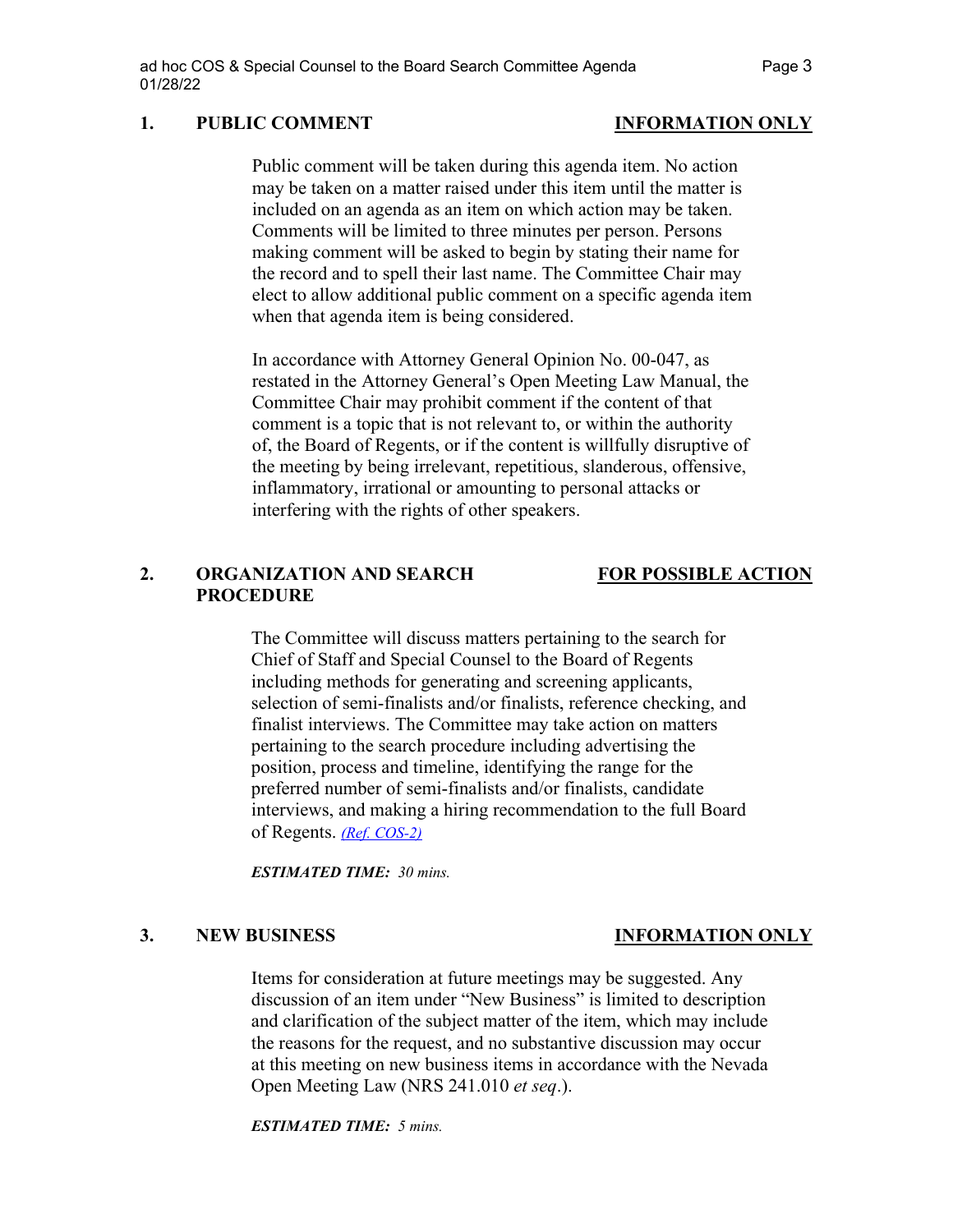## 1. PUBLIC COMMENT — **INFORMATION ONLY**

Public comment will be taken during this agenda item. No action may be taken on a matter raised under this item until the matter is included on an agenda as an item on which action may be taken. Comments will be limited to three minutes per person. Persons making comment will be asked to begin by stating their name for the record and to spell their last name. The Committee Chair may elect to allow additional public comment on a specific agenda item when that agenda item is being considered.

In accordance with Attorney General Opinion No. 00-047, as restated in the Attorney General's Open Meeting Law Manual, the Committee Chair may prohibit comment if the content of that comment is a topic that is not relevant to, or within the authority of, the Board of Regents, or if the content is willfully disruptive of the meeting by being irrelevant, repetitious, slanderous, offensive, inflammatory, irrational or amounting to personal attacks or interfering with the rights of other speakers.

## 2. ORGANIZATION AND SEARCH PROCEDURE — **FOR POSSIBLE ACTION**

The Committee will discuss matters pertaining to the search for Chief of Staff and Special Counsel to the Board of Regents including methods for generating and screening applicants, selection of semi-finalists and/or finalists, reference checking, and finalist interviews. The Committee may take action on matters pertaining to the search procedure including advertising the position, process and timeline, identifying the range for the preferred number of semi-finalists and/or finalists, candidate interviews, and making a hiring recommendation to the full Board of Regents. *(Ref. COS-2)*

***ESTIMATED TIME:*** *30 mins.*

## 3. NEW BUSINESS — **INFORMATION ONLY**

Items for consideration at future meetings may be suggested. Any discussion of an item under "New Business" is limited to description and clarification of the subject matter of the item, which may include the reasons for the request, and no substantive discussion may occur at this meeting on new business items in accordance with the Nevada Open Meeting Law (NRS 241.010 *et seq*.).

***ESTIMATED TIME:*** *5 mins.*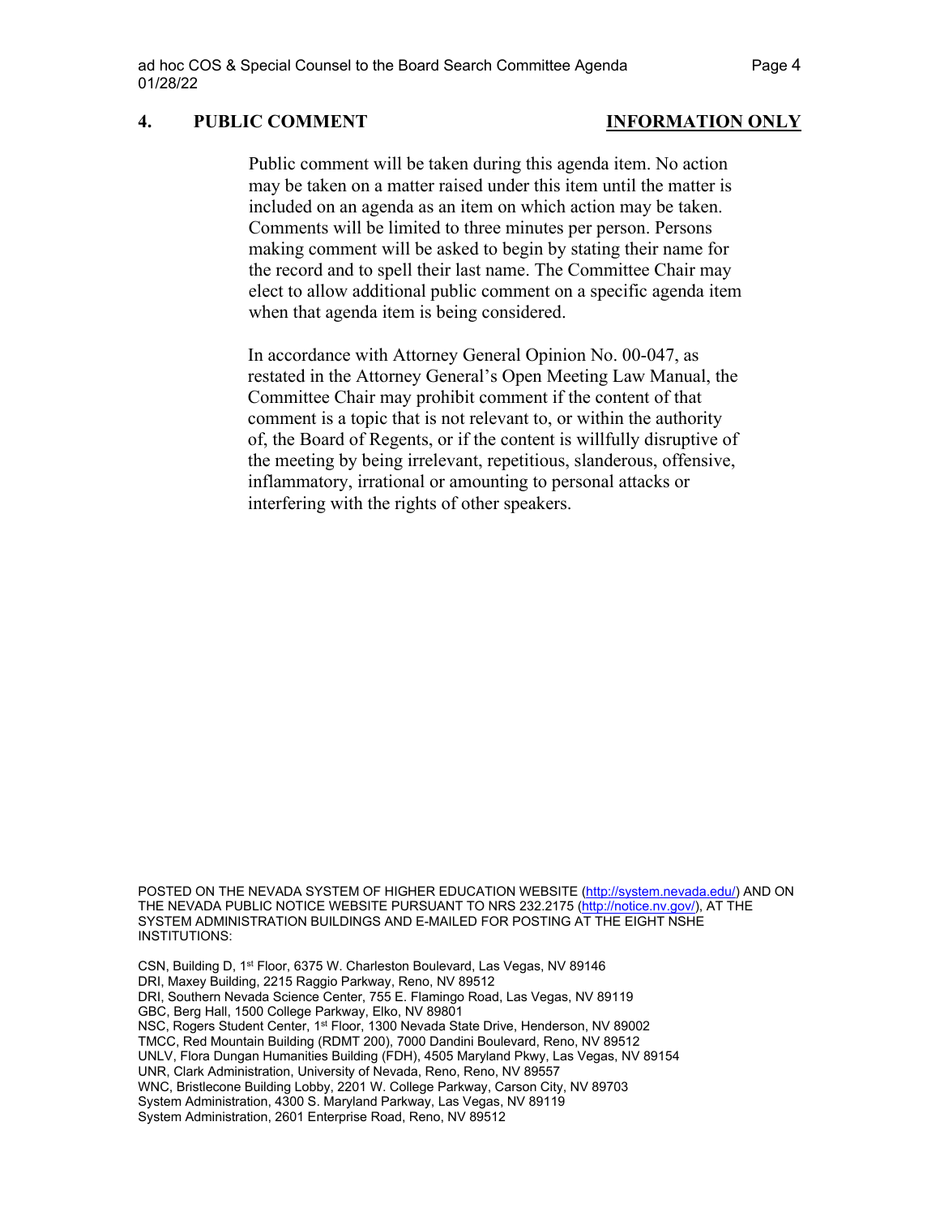## 4. PUBLIC COMMENT **INFORMATION ONLY**

Public comment will be taken during this agenda item. No action may be taken on a matter raised under this item until the matter is included on an agenda as an item on which action may be taken. Comments will be limited to three minutes per person. Persons making comment will be asked to begin by stating their name for the record and to spell their last name. The Committee Chair may elect to allow additional public comment on a specific agenda item when that agenda item is being considered.

In accordance with Attorney General Opinion No. 00-047, as restated in the Attorney General's Open Meeting Law Manual, the Committee Chair may prohibit comment if the content of that comment is a topic that is not relevant to, or within the authority of, the Board of Regents, or if the content is willfully disruptive of the meeting by being irrelevant, repetitious, slanderous, offensive, inflammatory, irrational or amounting to personal attacks or interfering with the rights of other speakers.

POSTED ON THE NEVADA SYSTEM OF HIGHER EDUCATION WEBSITE (http://system.nevada.edu/) AND ON THE NEVADA PUBLIC NOTICE WEBSITE PURSUANT TO NRS 232.2175 (http://notice.nv.gov/), AT THE SYSTEM ADMINISTRATION BUILDINGS AND E-MAILED FOR POSTING AT THE EIGHT NSHE INSTITUTIONS:

CSN, Building D, 1st Floor, 6375 W. Charleston Boulevard, Las Vegas, NV 89146
DRI, Maxey Building, 2215 Raggio Parkway, Reno, NV 89512
DRI, Southern Nevada Science Center, 755 E. Flamingo Road, Las Vegas, NV 89119
GBC, Berg Hall, 1500 College Parkway, Elko, NV 89801
NSC, Rogers Student Center, 1st Floor, 1300 Nevada State Drive, Henderson, NV 89002
TMCC, Red Mountain Building (RDMT 200), 7000 Dandini Boulevard, Reno, NV 89512
UNLV, Flora Dungan Humanities Building (FDH), 4505 Maryland Pkwy, Las Vegas, NV 89154
UNR, Clark Administration, University of Nevada, Reno, Reno, NV 89557
WNC, Bristlecone Building Lobby, 2201 W. College Parkway, Carson City, NV 89703
System Administration, 4300 S. Maryland Parkway, Las Vegas, NV 89119
System Administration, 2601 Enterprise Road, Reno, NV 89512